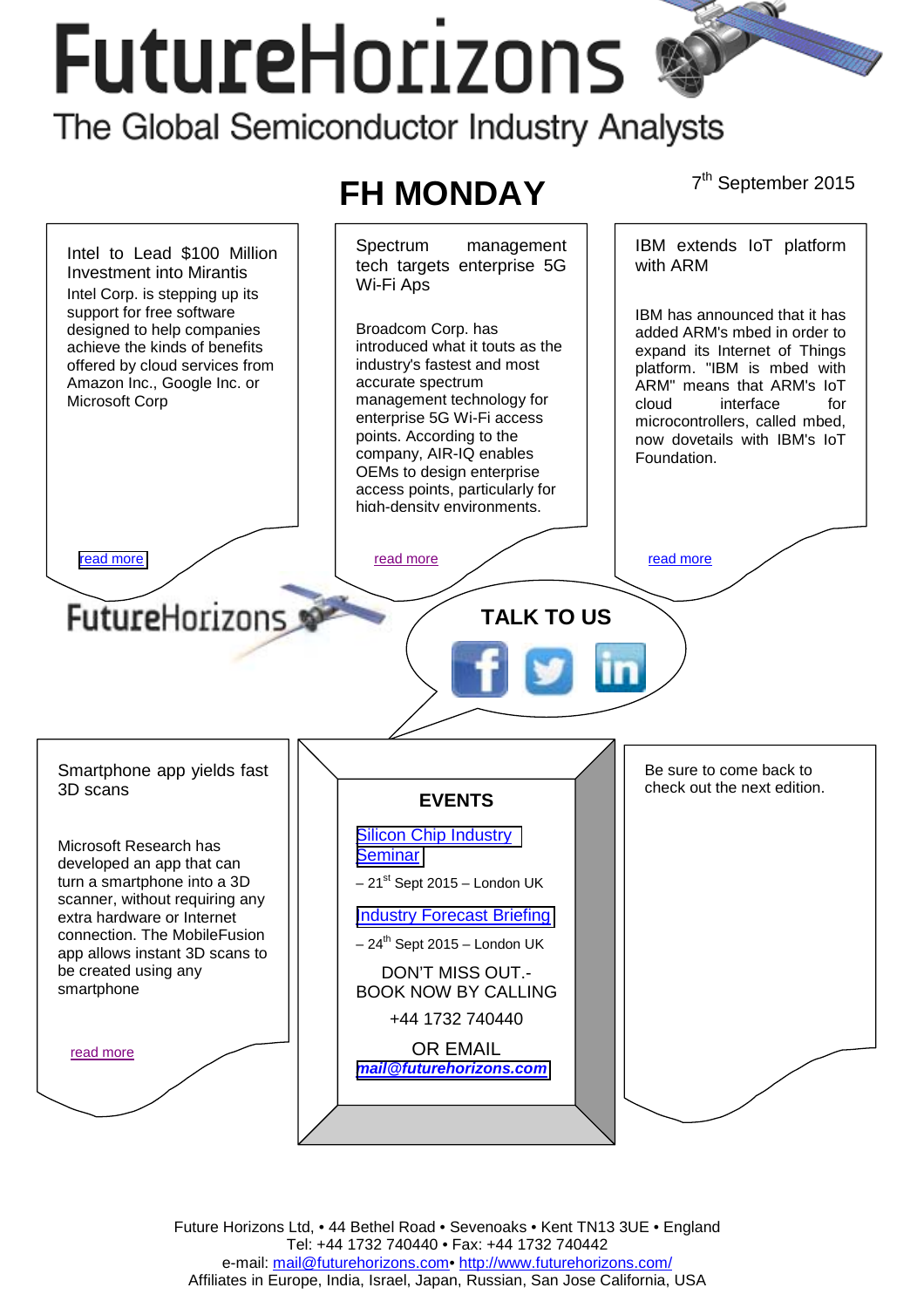# FutureHorizons

The Global Semiconductor Industry Analysts

## FH MONDAY

7th September 2015

### Intel to Lead $100 Million Investment into Mirantis

Intel Corp. is stepping up its support for free software designed to help companies achieve the kinds of benefits offered by cloud services from Amazon Inc., Google Inc. or Microsoft Corp

read more

### Spectrum management tech targets enterprise 5G Wi-Fi Aps

Broadcom Corp. has introduced what it touts as the industry's fastest and most accurate spectrum management technology for enterprise 5G Wi-Fi access points. According to the company, AIR-IQ enables OEMs to design enterprise access points, particularly for high-density environments.

read more

### IBM extends IoT platform with ARM

IBM has announced that it has added ARM's mbed in order to expand its Internet of Things platform. "IBM is mbed with ARM" means that ARM's IoT cloud interface for microcontrollers, called mbed, now dovetails with IBM's IoT Foundation.

read more

FutureHorizons

**TALK TO US**

### Smartphone app yields fast 3D scans

Microsoft Research has developed an app that can turn a smartphone into a 3D scanner, without requiring any extra hardware or Internet connection. The MobileFusion app allows instant 3D scans to be created using any smartphone

read more

### EVENTS

Silicon Chip Industry Seminar

– 21st Sept 2015 – London UK

Industry Forecast Briefing

– 24th Sept 2015 – London UK

DON'T MISS OUT.- BOOK NOW BY CALLING

+44 1732 740440

OR EMAIL

***mail@futurehorizons.com***

Be sure to come back to check out the next edition.

Future Horizons Ltd, • 44 Bethel Road • Sevenoaks • Kent TN13 3UE • England
Tel: +44 1732 740440 • Fax: +44 1732 740442
e-mail: mail@futurehorizons.com• http://www.futurehorizons.com/
Affiliates in Europe, India, Israel, Japan, Russian, San Jose California, USA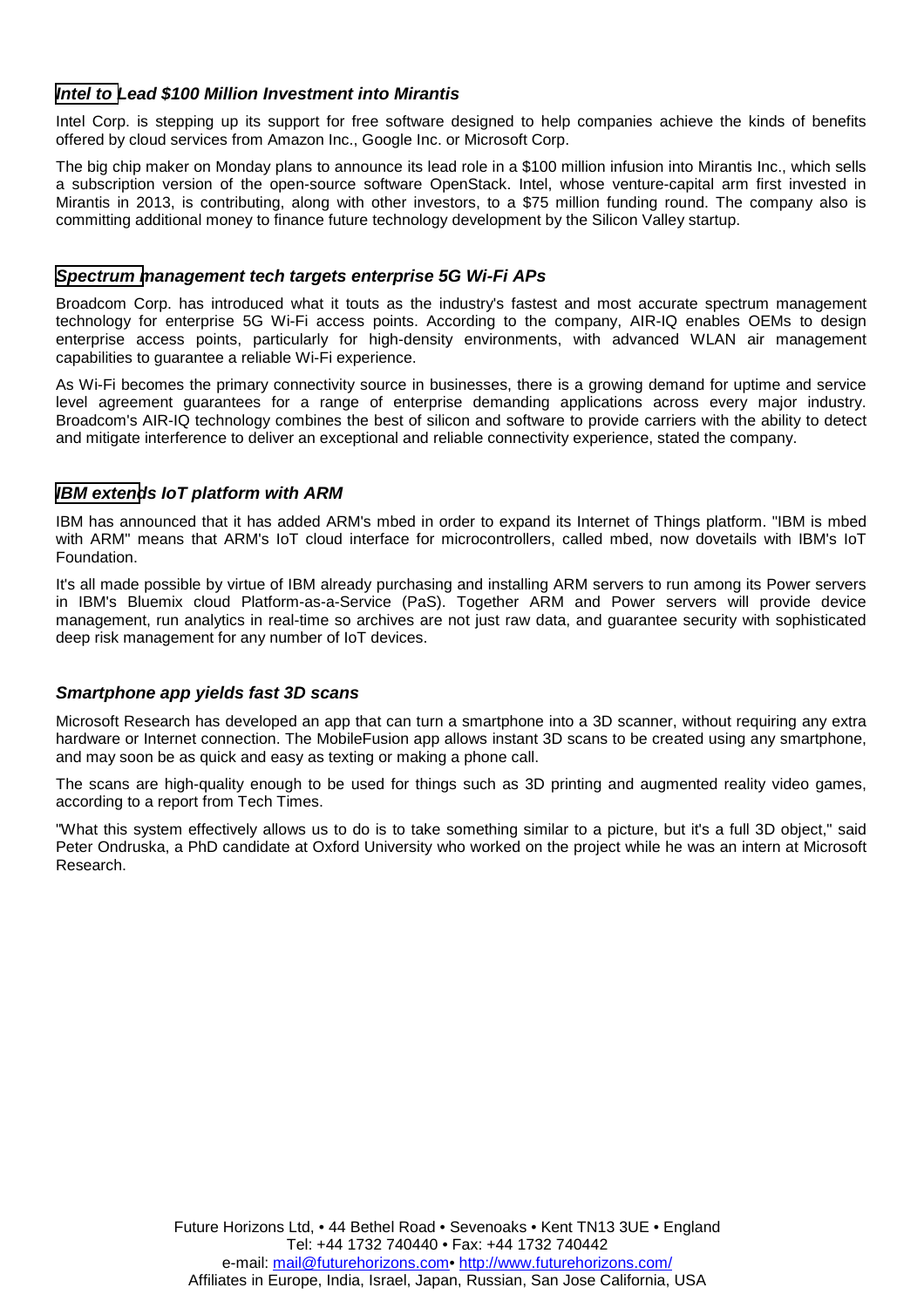### *Intel to Lead $100 Million Investment into Mirantis*

Intel Corp. is stepping up its support for free software designed to help companies achieve the kinds of benefits offered by cloud services from Amazon Inc., Google Inc. or Microsoft Corp.

The big chip maker on Monday plans to announce its lead role in a $100 million infusion into Mirantis Inc., which sells a subscription version of the open-source software OpenStack. Intel, whose venture-capital arm first invested in Mirantis in 2013, is contributing, along with other investors, to a $75 million funding round. The company also is committing additional money to finance future technology development by the Silicon Valley startup.

### *Spectrum management tech targets enterprise 5G Wi-Fi APs*

Broadcom Corp. has introduced what it touts as the industry's fastest and most accurate spectrum management technology for enterprise 5G Wi-Fi access points. According to the company, AIR-IQ enables OEMs to design enterprise access points, particularly for high-density environments, with advanced WLAN air management capabilities to guarantee a reliable Wi-Fi experience.

As Wi-Fi becomes the primary connectivity source in businesses, there is a growing demand for uptime and service level agreement guarantees for a range of enterprise demanding applications across every major industry. Broadcom's AIR-IQ technology combines the best of silicon and software to provide carriers with the ability to detect and mitigate interference to deliver an exceptional and reliable connectivity experience, stated the company.

### *IBM extends IoT platform with ARM*

IBM has announced that it has added ARM's mbed in order to expand its Internet of Things platform. "IBM is mbed with ARM" means that ARM's IoT cloud interface for microcontrollers, called mbed, now dovetails with IBM's IoT Foundation.

It's all made possible by virtue of IBM already purchasing and installing ARM servers to run among its Power servers in IBM's Bluemix cloud Platform-as-a-Service (PaS). Together ARM and Power servers will provide device management, run analytics in real-time so archives are not just raw data, and guarantee security with sophisticated deep risk management for any number of IoT devices.

### *Smartphone app yields fast 3D scans*

Microsoft Research has developed an app that can turn a smartphone into a 3D scanner, without requiring any extra hardware or Internet connection. The MobileFusion app allows instant 3D scans to be created using any smartphone, and may soon be as quick and easy as texting or making a phone call.

The scans are high-quality enough to be used for things such as 3D printing and augmented reality video games, according to a report from Tech Times.

"What this system effectively allows us to do is to take something similar to a picture, but it's a full 3D object," said Peter Ondruska, a PhD candidate at Oxford University who worked on the project while he was an intern at Microsoft Research.

Future Horizons Ltd, • 44 Bethel Road • Sevenoaks • Kent TN13 3UE • England
Tel: +44 1732 740440 • Fax: +44 1732 740442
e-mail: mail@futurehorizons.com• http://www.futurehorizons.com/
Affiliates in Europe, India, Israel, Japan, Russian, San Jose California, USA